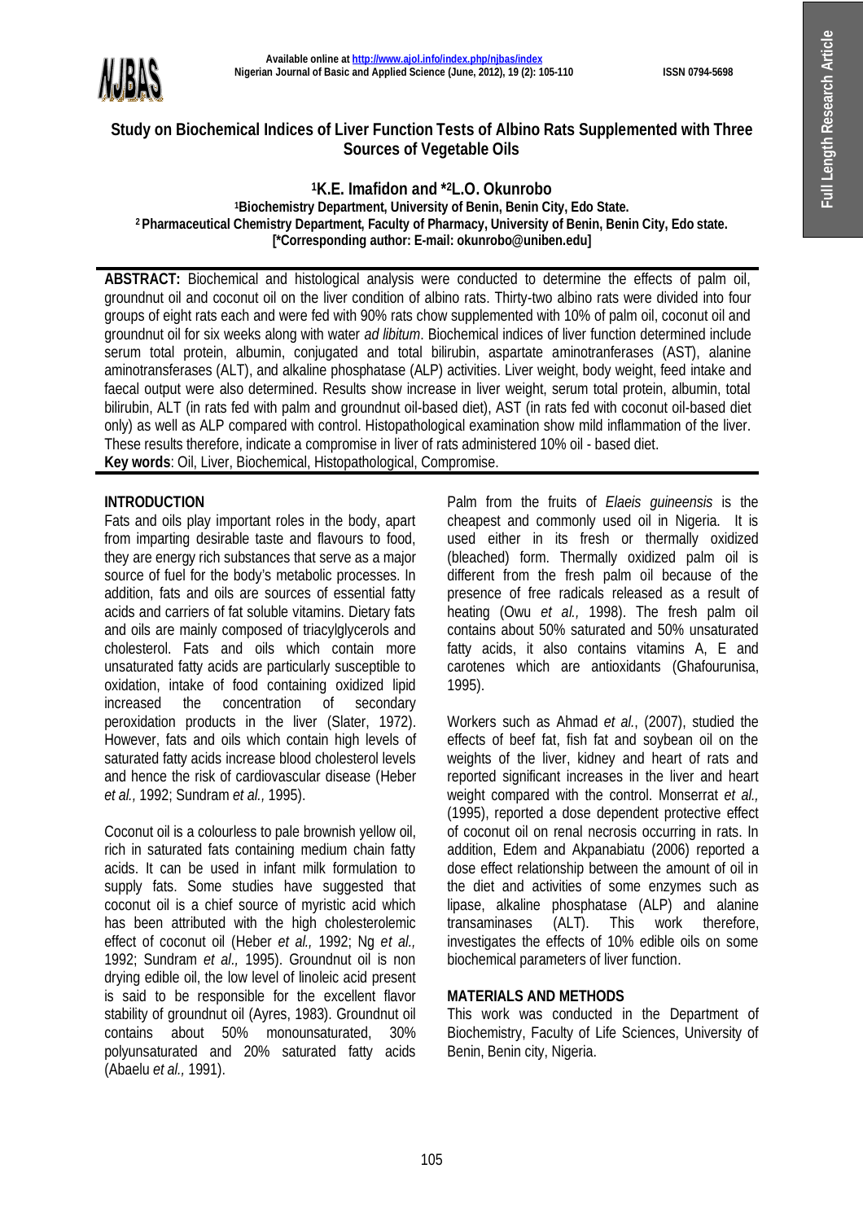# Study on Biochemical Indices of Liver Function Tests of Albino Rats Supplemented with Three Sources of Vegetable Oils

[1]K.E. Imafidon and *[2]L.O. Okunrobo

[1]Biochemistry Department, University of Benin, Benin City, Edo State.
[2]Pharmaceutical Chemistry Department, Faculty of Pharmacy, University of Benin, Benin City, Edo state.
[*Corresponding author: E-mail: okunrobo@uniben.edu]

**ABSTRACT:** Biochemical and histological analysis were conducted to determine the effects of palm oil, groundnut oil and coconut oil on the liver condition of albino rats. Thirty-two albino rats were divided into four groups of eight rats each and were fed with 90% rats chow supplemented with 10% of palm oil, coconut oil and groundnut oil for six weeks along with water *ad libitum*. Biochemical indices of liver function determined include serum total protein, albumin, conjugated and total bilirubin, aspartate aminotranferases (AST), alanine aminotransferases (ALT), and alkaline phosphatase (ALP) activities. Liver weight, body weight, feed intake and faecal output were also determined. Results show increase in liver weight, serum total protein, albumin, total bilirubin, ALT (in rats fed with palm and groundnut oil-based diet), AST (in rats fed with coconut oil-based diet only) as well as ALP compared with control. Histopathological examination show mild inflammation of the liver. These results therefore, indicate a compromise in liver of rats administered 10% oil - based diet.

**Key words**: Oil, Liver, Biochemical, Histopathological, Compromise.

## INTRODUCTION

Fats and oils play important roles in the body, apart from imparting desirable taste and flavours to food, they are energy rich substances that serve as a major source of fuel for the body's metabolic processes. In addition, fats and oils are sources of essential fatty acids and carriers of fat soluble vitamins. Dietary fats and oils are mainly composed of triacylglycerols and cholesterol. Fats and oils which contain more unsaturated fatty acids are particularly susceptible to oxidation, intake of food containing oxidized lipid increased the concentration of secondary peroxidation products in the liver (Slater, 1972). However, fats and oils which contain high levels of saturated fatty acids increase blood cholesterol levels and hence the risk of cardiovascular disease (Heber *et al.,* 1992; Sundram *et al.,* 1995).

Coconut oil is a colourless to pale brownish yellow oil, rich in saturated fats containing medium chain fatty acids. It can be used in infant milk formulation to supply fats. Some studies have suggested that coconut oil is a chief source of myristic acid which has been attributed with the high cholesterolemic effect of coconut oil (Heber *et al.,* 1992; Ng *et al.,* 1992; Sundram *et al.,* 1995). Groundnut oil is non drying edible oil, the low level of linoleic acid present is said to be responsible for the excellent flavor stability of groundnut oil (Ayres, 1983). Groundnut oil contains about 50% monounsaturated, 30% polyunsaturated and 20% saturated fatty acids (Abaelu *et al.,* 1991).

Palm from the fruits of *Elaeis guineensis* is the cheapest and commonly used oil in Nigeria. It is used either in its fresh or thermally oxidized (bleached) form. Thermally oxidized palm oil is different from the fresh palm oil because of the presence of free radicals released as a result of heating (Owu *et al.,* 1998). The fresh palm oil contains about 50% saturated and 50% unsaturated fatty acids, it also contains vitamins A, E and carotenes which are antioxidants (Ghafourunisa, 1995).

Workers such as Ahmad *et al.*, (2007), studied the effects of beef fat, fish fat and soybean oil on the weights of the liver, kidney and heart of rats and reported significant increases in the liver and heart weight compared with the control. Monserrat *et al.,* (1995), reported a dose dependent protective effect of coconut oil on renal necrosis occurring in rats. In addition, Edem and Akpanabiatu (2006) reported a dose effect relationship between the amount of oil in the diet and activities of some enzymes such as lipase, alkaline phosphatase (ALP) and alanine transaminases (ALT). This work therefore, investigates the effects of 10% edible oils on some biochemical parameters of liver function.

## MATERIALS AND METHODS

This work was conducted in the Department of Biochemistry, Faculty of Life Sciences, University of Benin, Benin city, Nigeria.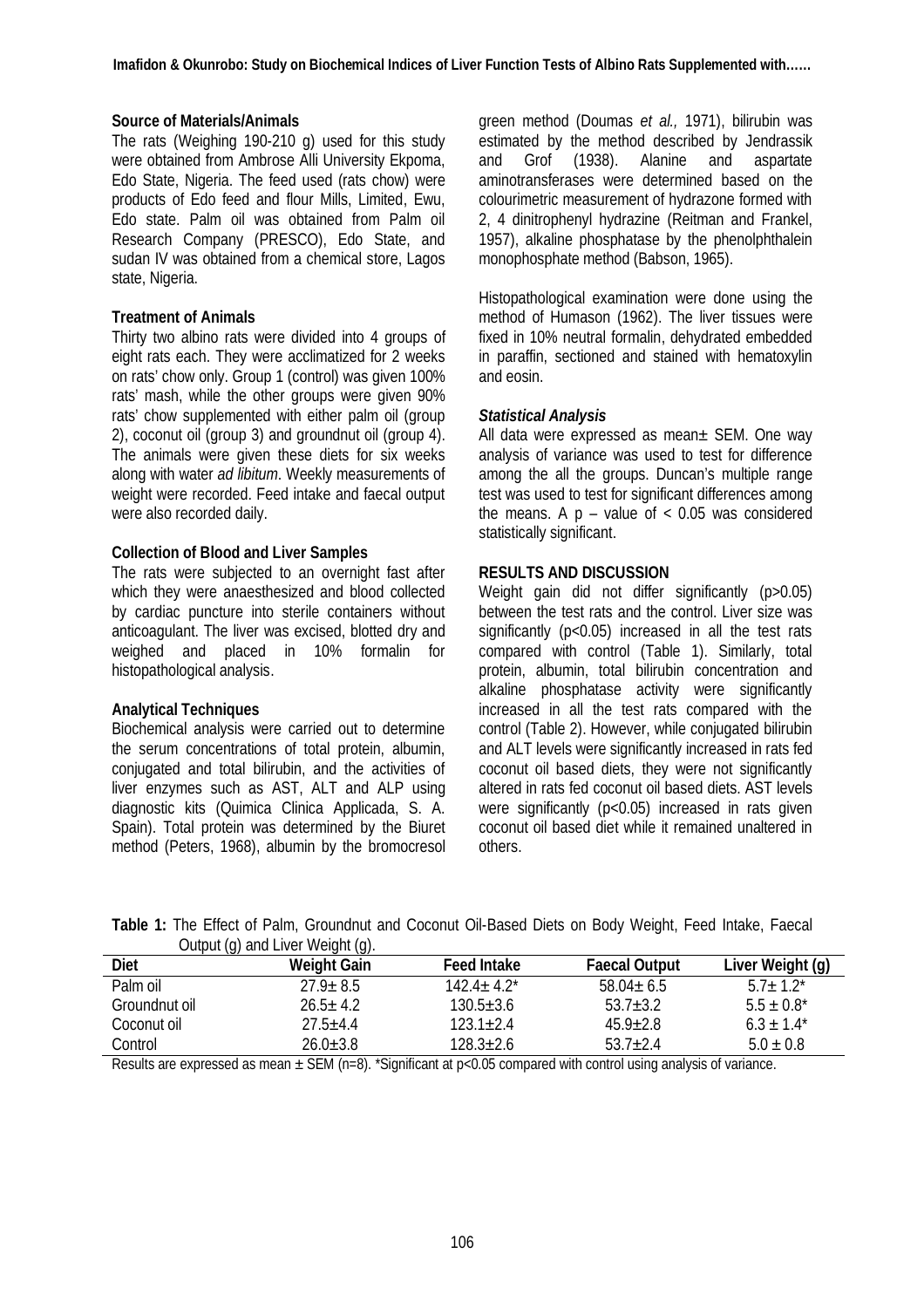**Source of Materials/Animals**

The rats (Weighing 190-210 g) used for this study were obtained from Ambrose Alli University Ekpoma, Edo State, Nigeria. The feed used (rats chow) were products of Edo feed and flour Mills, Limited, Ewu, Edo state. Palm oil was obtained from Palm oil Research Company (PRESCO), Edo State, and sudan IV was obtained from a chemical store, Lagos state, Nigeria.

**Treatment of Animals**

Thirty two albino rats were divided into 4 groups of eight rats each. They were acclimatized for 2 weeks on rats' chow only. Group 1 (control) was given 100% rats' mash, while the other groups were given 90% rats' chow supplemented with either palm oil (group 2), coconut oil (group 3) and groundnut oil (group 4). The animals were given these diets for six weeks along with water *ad libitum*. Weekly measurements of weight were recorded. Feed intake and faecal output were also recorded daily.

**Collection of Blood and Liver Samples**

The rats were subjected to an overnight fast after which they were anaesthesized and blood collected by cardiac puncture into sterile containers without anticoagulant. The liver was excised, blotted dry and weighed and placed in 10% formalin for histopathological analysis.

**Analytical Techniques**

Biochemical analysis were carried out to determine the serum concentrations of total protein, albumin, conjugated and total bilirubin, and the activities of liver enzymes such as AST, ALT and ALP using diagnostic kits (Quimica Clinica Applicada, S. A. Spain). Total protein was determined by the Biuret method (Peters, 1968), albumin by the bromocresol green method (Doumas *et al.,* 1971), bilirubin was estimated by the method described by Jendrassik and Grof (1938). Alanine and aspartate aminotransferases were determined based on the colourimetric measurement of hydrazone formed with 2, 4 dinitrophenyl hydrazine (Reitman and Frankel, 1957), alkaline phosphatase by the phenolphthalein monophosphate method (Babson, 1965).

Histopathological examination were done using the method of Humason (1962). The liver tissues were fixed in 10% neutral formalin, dehydrated embedded in paraffin, sectioned and stained with hematoxylin and eosin.

***Statistical Analysis***

All data were expressed as mean± SEM. One way analysis of variance was used to test for difference among the all the groups. Duncan's multiple range test was used to test for significant differences among the means. A p – value of < 0.05 was considered statistically significant.

**RESULTS AND DISCUSSION**

Weight gain did not differ significantly ($p>0.05$) between the test rats and the control. Liver size was significantly ($p<0.05$) increased in all the test rats compared with control (Table 1). Similarly, total protein, albumin, total bilirubin concentration and alkaline phosphatase activity were significantly increased in all the test rats compared with the control (Table 2). However, while conjugated bilirubin and ALT levels were significantly increased in rats fed coconut oil based diets, they were not significantly altered in rats fed coconut oil based diets. AST levels were significantly ($p<0.05$) increased in rats given coconut oil based diet while it remained unaltered in others.

**Table 1:** The Effect of Palm, Groundnut and Coconut Oil-Based Diets on Body Weight, Feed Intake, Faecal Output (g) and Liver Weight (g).

| Diet | Weight Gain | Feed Intake | Faecal Output | Liver Weight (g) |
|---|---|---|---|---|
| Palm oil | 27.9± 8.5 | 142.4± 4.2* | 58.04± 6.5 | 5.7± 1.2* |
| Groundnut oil | 26.5± 4.2 | 130.5±3.6 | 53.7±3.2 | 5.5 ± 0.8* |
| Coconut oil | 27.5±4.4 | 123.1±2.4 | 45.9±2.8 | 6.3 ± 1.4* |
| Control | 26.0±3.8 | 128.3±2.6 | 53.7±2.4 | 5.0 ± 0.8 |

Results are expressed as mean ± SEM (n=8). *Significant at $p<0.05$ compared with control using analysis of variance.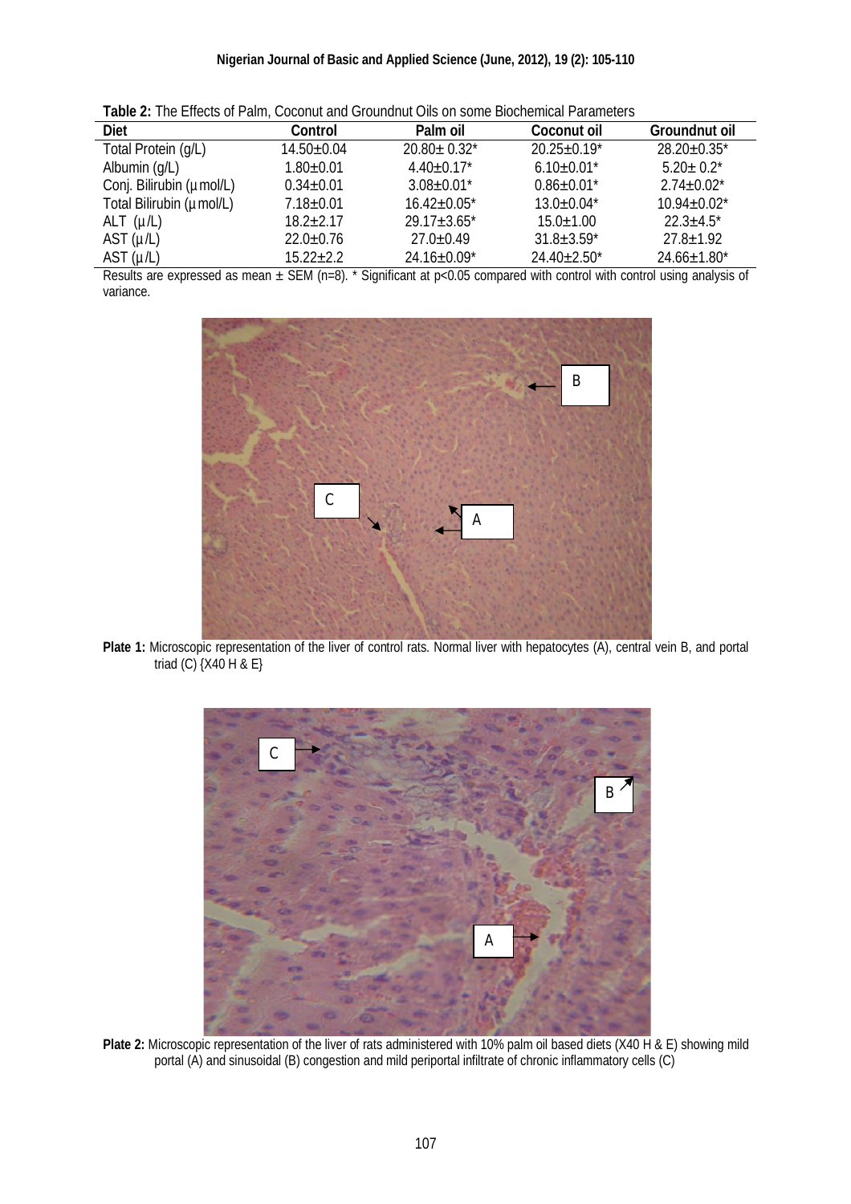**Table 2:** The Effects of Palm, Coconut and Groundnut Oils on some Biochemical Parameters

| Diet | Control | Palm oil | Coconut oil | Groundnut oil |
|---|---|---|---|---|
| Total Protein (g/L) | 14.50±0.04 | 20.80± 0.32* | 20.25±0.19* | 28.20±0.35* |
| Albumin (g/L) | 1.80±0.01 | 4.40±0.17* | 6.10±0.01* | 5.20± 0.2* |
| Conj. Bilirubin (µmol/L) | 0.34±0.01 | 3.08±0.01* | 0.86±0.01* | 2.74±0.02* |
| Total Bilirubin (µmol/L) | 7.18±0.01 | 16.42±0.05* | 13.0±0.04* | 10.94±0.02* |
| ALT (µ/L) | 18.2±2.17 | 29.17±3.65* | 15.0±1.00 | 22.3±4.5* |
| AST (µ/L) | 22.0±0.76 | 27.0±0.49 | 31.8±3.59* | 27.8±1.92 |
| AST (µ/L) | 15.22±2.2 | 24.16±0.09* | 24.40±2.50* | 24.66±1.80* |

Results are expressed as mean ± SEM (n=8). * Significant at p<0.05 compared with control with control using analysis of variance.

**Plate 1:** Microscopic representation of the liver of control rats. Normal liver with hepatocytes (A), central vein B, and portal triad (C) {X40 H & E}

**Plate 2:** Microscopic representation of the liver of rats administered with 10% palm oil based diets (X40 H & E) showing mild portal (A) and sinusoidal (B) congestion and mild periportal infiltrate of chronic inflammatory cells (C)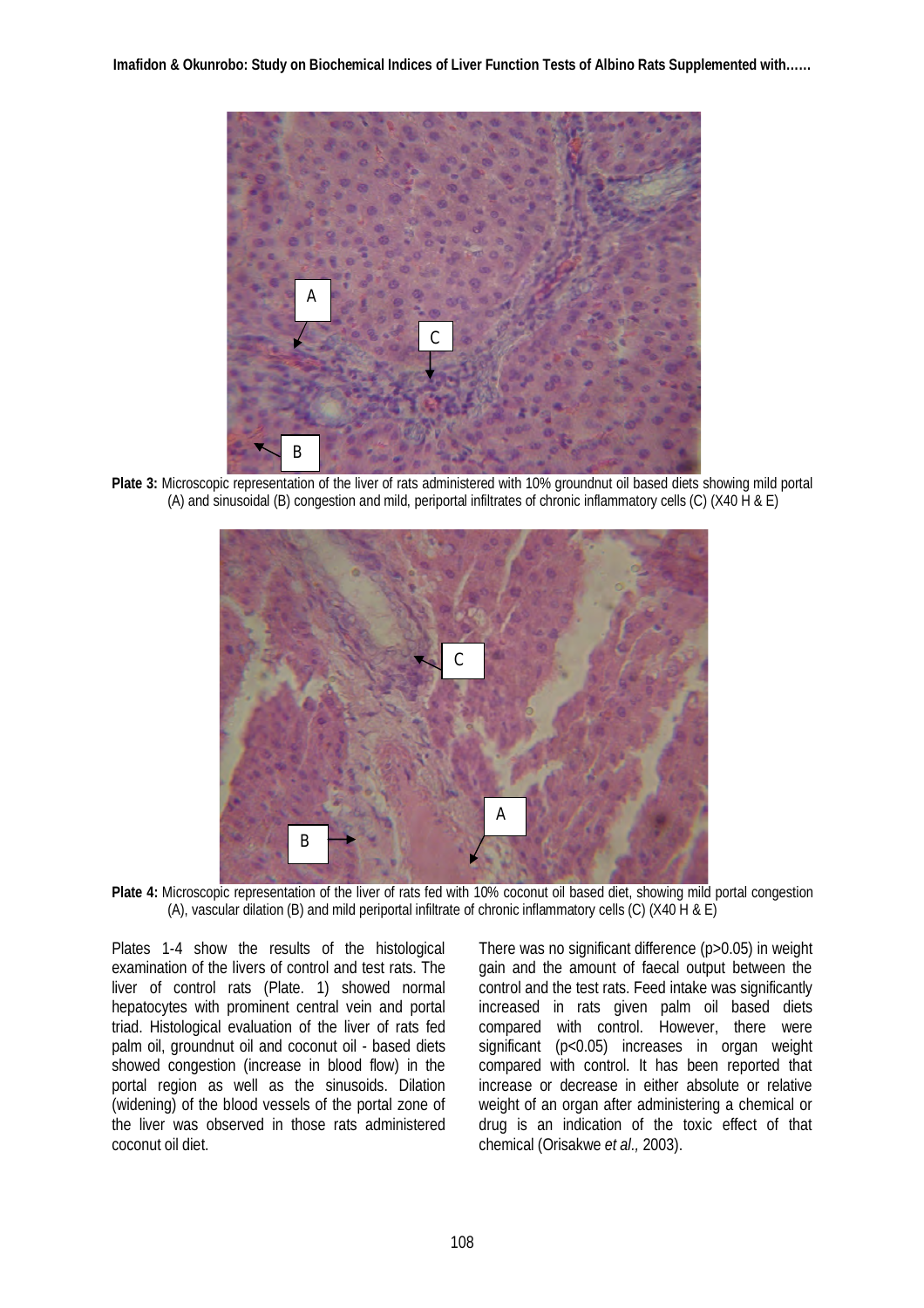**Plate 3:** Microscopic representation of the liver of rats administered with 10% groundnut oil based diets showing mild portal (A) and sinusoidal (B) congestion and mild, periportal infiltrates of chronic inflammatory cells (C) (X40 H & E)

**Plate 4:** Microscopic representation of the liver of rats fed with 10% coconut oil based diet, showing mild portal congestion (A), vascular dilation (B) and mild periportal infiltrate of chronic inflammatory cells (C) (X40 H & E)

Plates 1-4 show the results of the histological examination of the livers of control and test rats. The liver of control rats (Plate. 1) showed normal hepatocytes with prominent central vein and portal triad. Histological evaluation of the liver of rats fed palm oil, groundnut oil and coconut oil - based diets showed congestion (increase in blood flow) in the portal region as well as the sinusoids. Dilation (widening) of the blood vessels of the portal zone of the liver was observed in those rats administered coconut oil diet.

There was no significant difference ($p>0.05$) in weight gain and the amount of faecal output between the control and the test rats. Feed intake was significantly increased in rats given palm oil based diets compared with control. However, there were significant ($p<0.05$) increases in organ weight compared with control. It has been reported that increase or decrease in either absolute or relative weight of an organ after administering a chemical or drug is an indication of the toxic effect of that chemical (Orisakwe *et al*., 2003).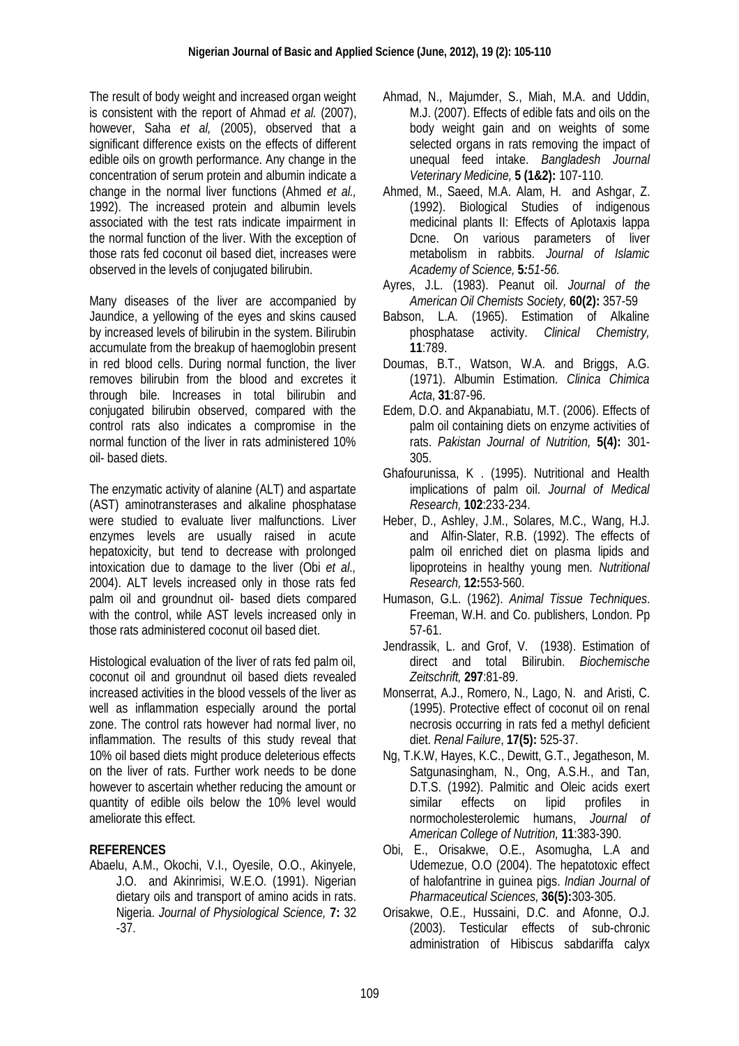The result of body weight and increased organ weight is consistent with the report of Ahmad *et al.* (2007), however, Saha *et al,* (2005), observed that a significant difference exists on the effects of different edible oils on growth performance. Any change in the concentration of serum protein and albumin indicate a change in the normal liver functions (Ahmed *et al.,* 1992). The increased protein and albumin levels associated with the test rats indicate impairment in the normal function of the liver. With the exception of those rats fed coconut oil based diet, increases were observed in the levels of conjugated bilirubin.

Many diseases of the liver are accompanied by Jaundice, a yellowing of the eyes and skins caused by increased levels of bilirubin in the system. Bilirubin accumulate from the breakup of haemoglobin present in red blood cells. During normal function, the liver removes bilirubin from the blood and excretes it through bile. Increases in total bilirubin and conjugated bilirubin observed, compared with the control rats also indicates a compromise in the normal function of the liver in rats administered 10% oil- based diets.

The enzymatic activity of alanine (ALT) and aspartate (AST) aminotransterases and alkaline phosphatase were studied to evaluate liver malfunctions. Liver enzymes levels are usually raised in acute hepatoxicity, but tend to decrease with prolonged intoxication due to damage to the liver (Obi *et al.,* 2004). ALT levels increased only in those rats fed palm oil and groundnut oil- based diets compared with the control, while AST levels increased only in those rats administered coconut oil based diet.

Histological evaluation of the liver of rats fed palm oil, coconut oil and groundnut oil based diets revealed increased activities in the blood vessels of the liver as well as inflammation especially around the portal zone. The control rats however had normal liver, no inflammation. The results of this study reveal that 10% oil based diets might produce deleterious effects on the liver of rats. Further work needs to be done however to ascertain whether reducing the amount or quantity of edible oils below the 10% level would ameliorate this effect.

## REFERENCES

Abaelu, A.M., Okochi, V.I., Oyesile, O.O., Akinyele, J.O. and Akinrimisi, W.E.O. (1991). Nigerian dietary oils and transport of amino acids in rats. Nigeria. *Journal of Physiological Science,* **7:** 32 -37.

Ahmad, N., Majumder, S., Miah, M.A. and Uddin, M.J. (2007). Effects of edible fats and oils on the body weight gain and on weights of some selected organs in rats removing the impact of unequal feed intake. *Bangladesh Journal Veterinary Medicine,* **5 (1&2):** 107-110.

Ahmed, M., Saeed, M.A. Alam, H. and Ashgar, Z. (1992). Biological Studies of indigenous medicinal plants II: Effects of Aplotaxis lappa Dcne. On various parameters of liver metabolism in rabbits. *Journal of Islamic Academy of Science,* **5***:51-56.*

Ayres, J.L. (1983). Peanut oil. *Journal of the American Oil Chemists Society,* **60(2):** 357-59

Babson, L.A. (1965). Estimation of Alkaline phosphatase activity. *Clinical Chemistry*, **11**:789.

Doumas, B.T., Watson, W.A. and Briggs, A.G. (1971). Albumin Estimation. *Clinica Chimica Acta*, **31**:87-96.

Edem, D.O. and Akpanabiatu, M.T. (2006). Effects of palm oil containing diets on enzyme activities of rats. *Pakistan Journal of Nutrition,* **5(4):** 301-305.

Ghafourunissa, K . (1995). Nutritional and Health implications of palm oil. *Journal of Medical Research,* **102**:233-234.

Heber, D., Ashley, J.M., Solares, M.C., Wang, H.J. and Alfin-Slater, R.B. (1992). The effects of palm oil enriched diet on plasma lipids and lipoproteins in healthy young men. *Nutritional Research,* **12:**553-560.

Humason, G.L. (1962). *Animal Tissue Techniques*. Freeman, W.H. and Co. publishers, London. Pp 57-61.

Jendrassik, L. and Grof, V. (1938). Estimation of direct and total Bilirubin. *Biochemische Zeitschrift,* **297**:81-89.

Monserrat, A.J., Romero, N., Lago, N. and Aristi, C. (1995). Protective effect of coconut oil on renal necrosis occurring in rats fed a methyl deficient diet. *Renal Failure*, **17(5):** 525-37.

Ng, T.K.W, Hayes, K.C., Dewitt, G.T., Jegatheson, M. Satgunasingham, N., Ong, A.S.H., and Tan, D.T.S. (1992). Palmitic and Oleic acids exert similar effects on lipid profiles in normocholesterolemic humans, *Journal of American College of Nutrition,* **11**:383-390.

Obi, E., Orisakwe, O.E., Asomugha, L.A and Udemezue, O.O (2004). The hepatotoxic effect of halofantrine in guinea pigs. *Indian Journal of Pharmaceutical Sciences,* **36(5):**303-305.

Orisakwe, O.E., Hussaini, D.C. and Afonne, O.J. (2003). Testicular effects of sub-chronic administration of Hibiscus sabdariffa calyx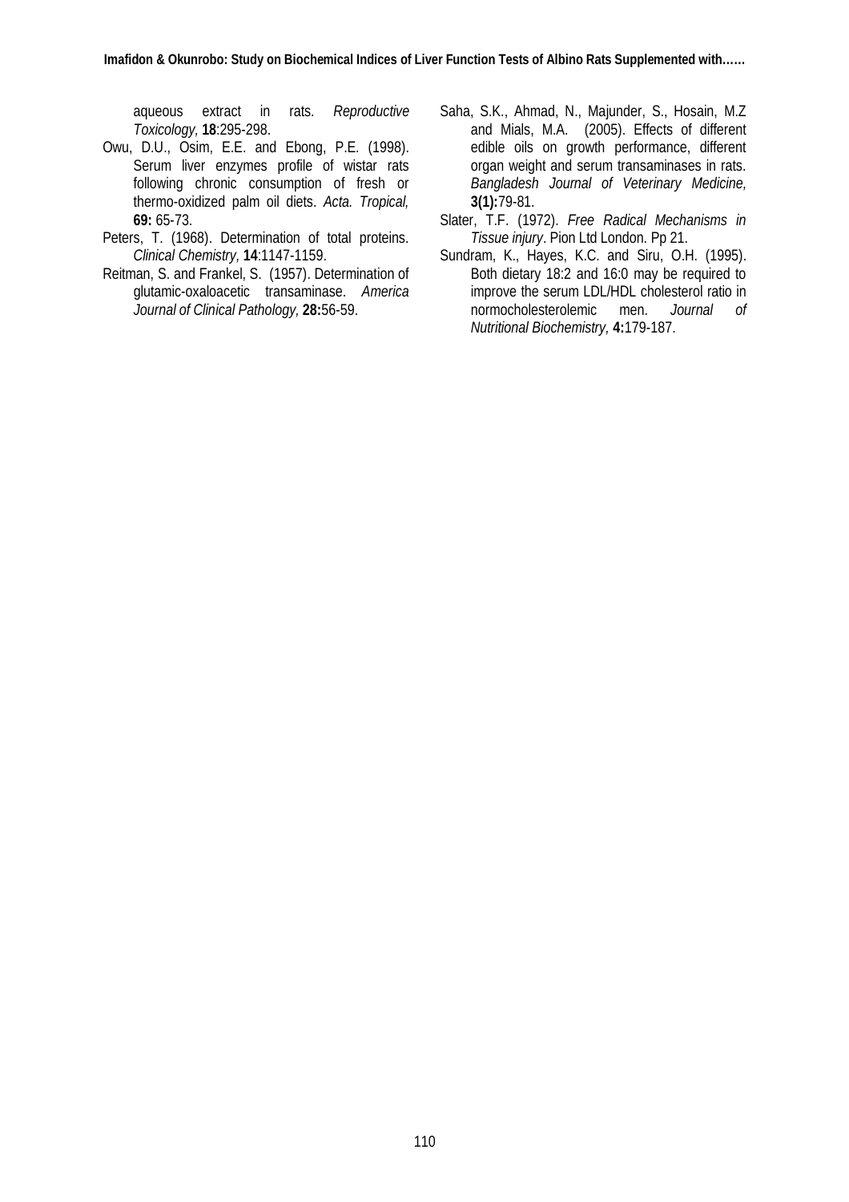aqueous extract in rats. *Reproductive Toxicology,* **18**:295-298.

Owu, D.U., Osim, E.E. and Ebong, P.E. (1998). Serum liver enzymes profile of wistar rats following chronic consumption of fresh or thermo-oxidized palm oil diets. *Acta. Tropical,* **69:** 65-73.

Peters, T. (1968). Determination of total proteins. *Clinical Chemistry,* **14**:1147-1159.

Reitman, S. and Frankel, S. (1957). Determination of glutamic-oxaloacetic transaminase. *America Journal of Clinical Pathology,* **28:**56-59.

Saha, S.K., Ahmad, N., Majunder, S., Hosain, M.Z and Mials, M.A. (2005). Effects of different edible oils on growth performance, different organ weight and serum transaminases in rats. *Bangladesh Journal of Veterinary Medicine,* **3(1):**79-81.

Slater, T.F. (1972). *Free Radical Mechanisms in Tissue injury*. Pion Ltd London. Pp 21.

Sundram, K., Hayes, K.C. and Siru, O.H. (1995). Both dietary 18:2 and 16:0 may be required to improve the serum LDL/HDL cholesterol ratio in normocholesterolemic men. *Journal of Nutritional Biochemistry,* **4:**179-187.